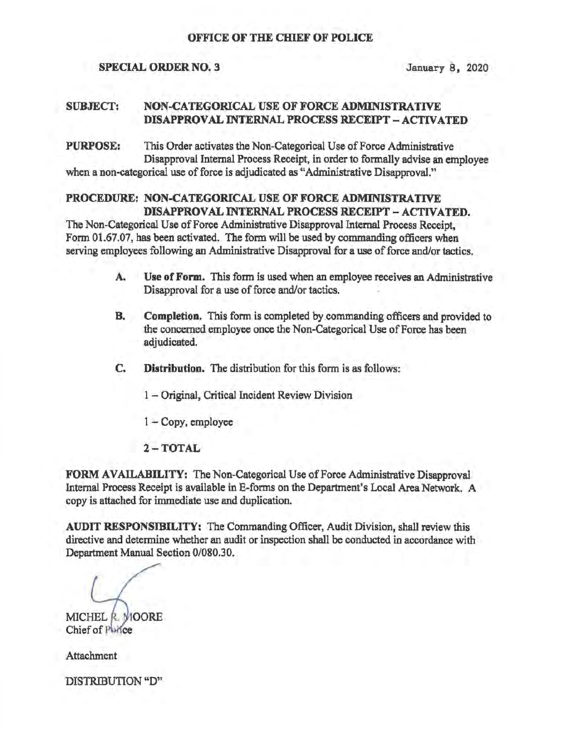**OFFICE OF THE CHIEF OF POLICE**

**SPECIAL ORDER NO. 3** January 8, 2020

**SUBJECT: NON-CATEGORICAL USE OF FORCE ADMINISTRATIVE DISAPPROVAL INTERNAL PROCESS RECEIPT – ACTIVATED**

**PURPOSE:** This Order activates the Non-Categorical Use of Force Administrative Disapproval Internal Process Receipt, in order to formally advise an employee when a non-categorical use of force is adjudicated as "Administrative Disapproval."

**PROCEDURE: NON-CATEGORICAL USE OF FORCE ADMINISTRATIVE DISAPPROVAL INTERNAL PROCESS RECEIPT – ACTIVATED.**
The Non-Categorical Use of Force Administrative Disapproval Internal Process Receipt, Form 01.67.07, has been activated. The form will be used by commanding officers when serving employees following an Administrative Disapproval for a use of force and/or tactics.

**A. Use of Form.** This form is used when an employee receives an Administrative Disapproval for a use of force and/or tactics.

**B. Completion.** This form is completed by commanding officers and provided to the concerned employee once the Non-Categorical Use of Force has been adjudicated.

**C. Distribution.** The distribution for this form is as follows:

1 – Original, Critical Incident Review Division

1 – Copy, employee

**2 – TOTAL**

**FORM AVAILABILITY:** The Non-Categorical Use of Force Administrative Disapproval Internal Process Receipt is available in E-forms on the Department's Local Area Network. A copy is attached for immediate use and duplication.

**AUDIT RESPONSIBILITY:** The Commanding Officer, Audit Division, shall review this directive and determine whether an audit or inspection shall be conducted in accordance with Department Manual Section 0/080.30.

MICHEL R. MOORE
Chief of Police

Attachment

DISTRIBUTION "D"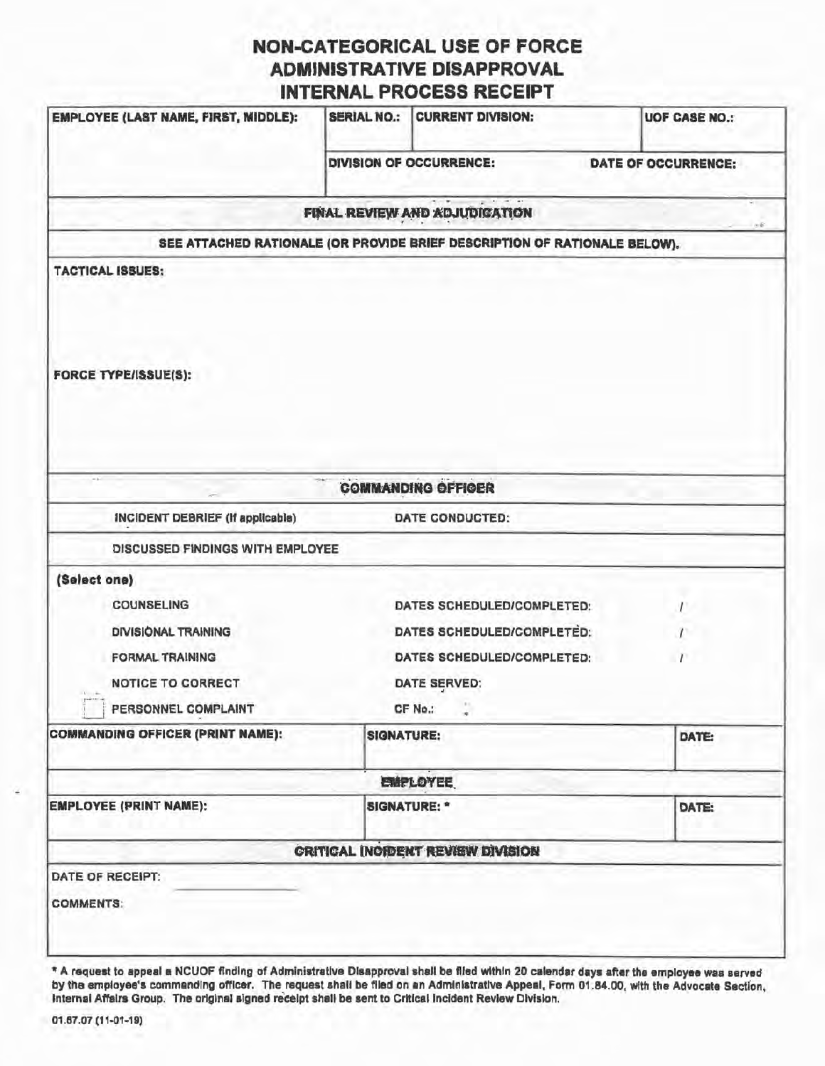# NON-CATEGORICAL USE OF FORCE ADMINISTRATIVE DISAPPROVAL INTERNAL PROCESS RECEIPT

| EMPLOYEE (LAST NAME, FIRST, MIDDLE): | SERIAL NO.: | CURRENT DIVISION: | UOF CASE NO.: |
|---|---|---|---|
| | DIVISION OF OCCURRENCE: | | DATE OF OCCURRENCE: |

## FINAL REVIEW AND ADJUDICATION

SEE ATTACHED RATIONALE (OR PROVIDE BRIEF DESCRIPTION OF RATIONALE BELOW).

**TACTICAL ISSUES:**

**FORCE TYPE/ISSUE(S):**

## COMMANDING OFFICER

INCIDENT DEBRIEF (If applicable) DATE CONDUCTED:

DISCUSSED FINDINGS WITH EMPLOYEE

**(Select one)**

| | | |
|---|---|---|
| COUNSELING | DATES SCHEDULED/COMPLETED: | / |
| DIVISIONAL TRAINING | DATES SCHEDULED/COMPLETED: | / |
| FORMAL TRAINING | DATES SCHEDULED/COMPLETED: | / |
| NOTICE TO CORRECT | DATE SERVED: | |
| ☐ PERSONNEL COMPLAINT | CF No.: | |

| COMMANDING OFFICER (PRINT NAME): | SIGNATURE: | DATE: |
|---|---|---|
| | | |

## EMPLOYEE

| EMPLOYEE (PRINT NAME): | SIGNATURE: * | DATE: |
|---|---|---|
| | | |

## CRITICAL INCIDENT REVIEW DIVISION

DATE OF RECEIPT:

COMMENTS:

* A request to appeal a NCUOF finding of Administrative Disapproval shall be filed within 20 calendar days after the employee was served by the employee's commanding officer. The request shall be filed on an Administrative Appeal, Form 01.84.00, with the Advocate Section, Internal Affairs Group. The original signed receipt shall be sent to Critical Incident Review Division.

01.67.07 (11-01-19)